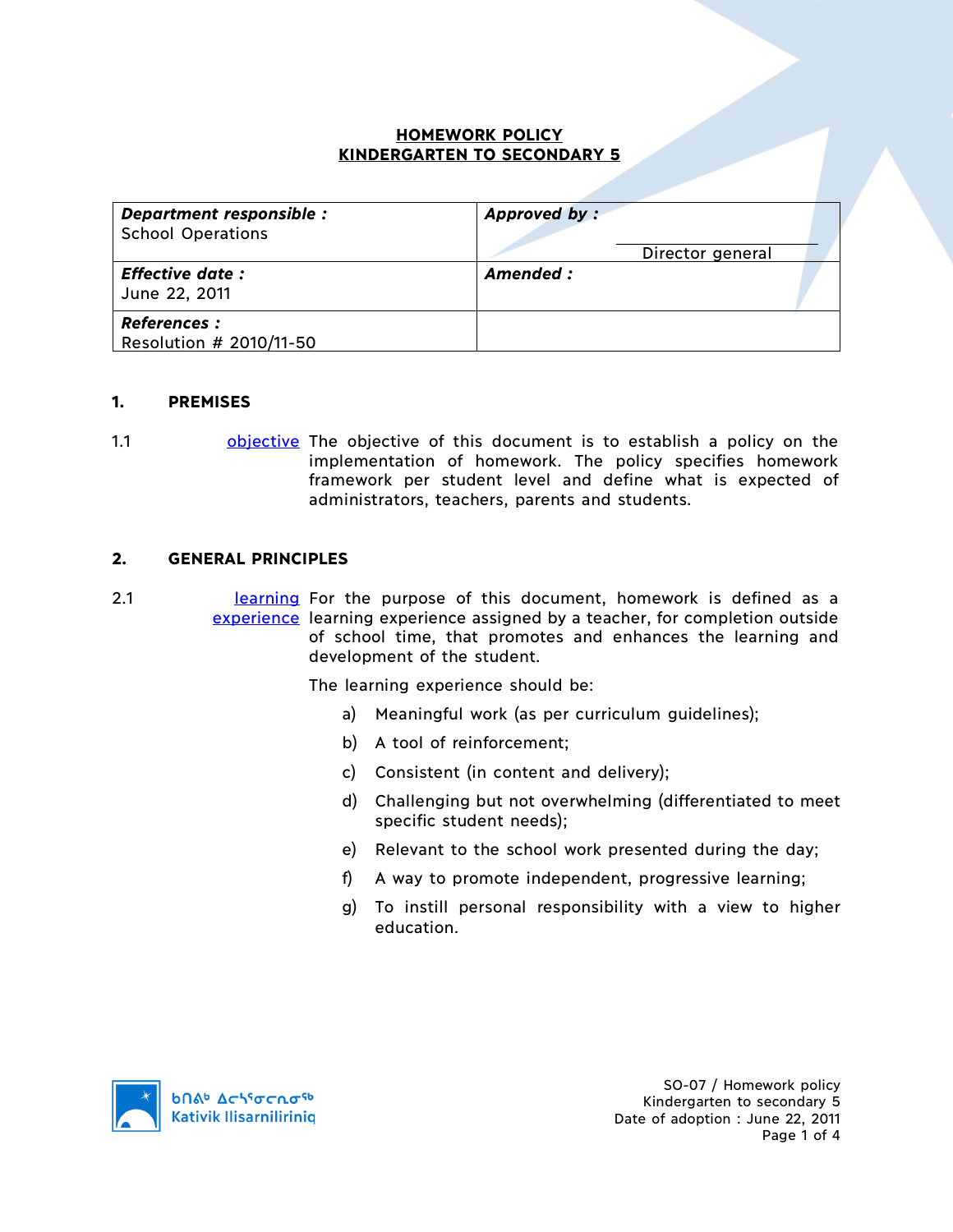**HOMEWORK POLICY**
**KINDERGARTEN TO SECONDARY 5**

| ***Department responsible :*** School Operations | ***Approved by :*** Director general |
|---|---|
| ***Effective date :*** June 22, 2011 | ***Amended :*** |
| ***References :*** Resolution # 2010/11-50 | |

## 1. PREMISES

1.1 objective — The objective of this document is to establish a policy on the implementation of homework. The policy specifies homework framework per student level and define what is expected of administrators, teachers, parents and students.

## 2. GENERAL PRINCIPLES

2.1 learning experience — For the purpose of this document, homework is defined as a learning experience assigned by a teacher, for completion outside of school time, that promotes and enhances the learning and development of the student.

The learning experience should be:

a) Meaningful work (as per curriculum guidelines);

b) A tool of reinforcement;

c) Consistent (in content and delivery);

d) Challenging but not overwhelming (differentiated to meet specific student needs);

e) Relevant to the school work presented during the day;

f) A way to promote independent, progressive learning;

g) To instill personal responsibility with a view to higher education.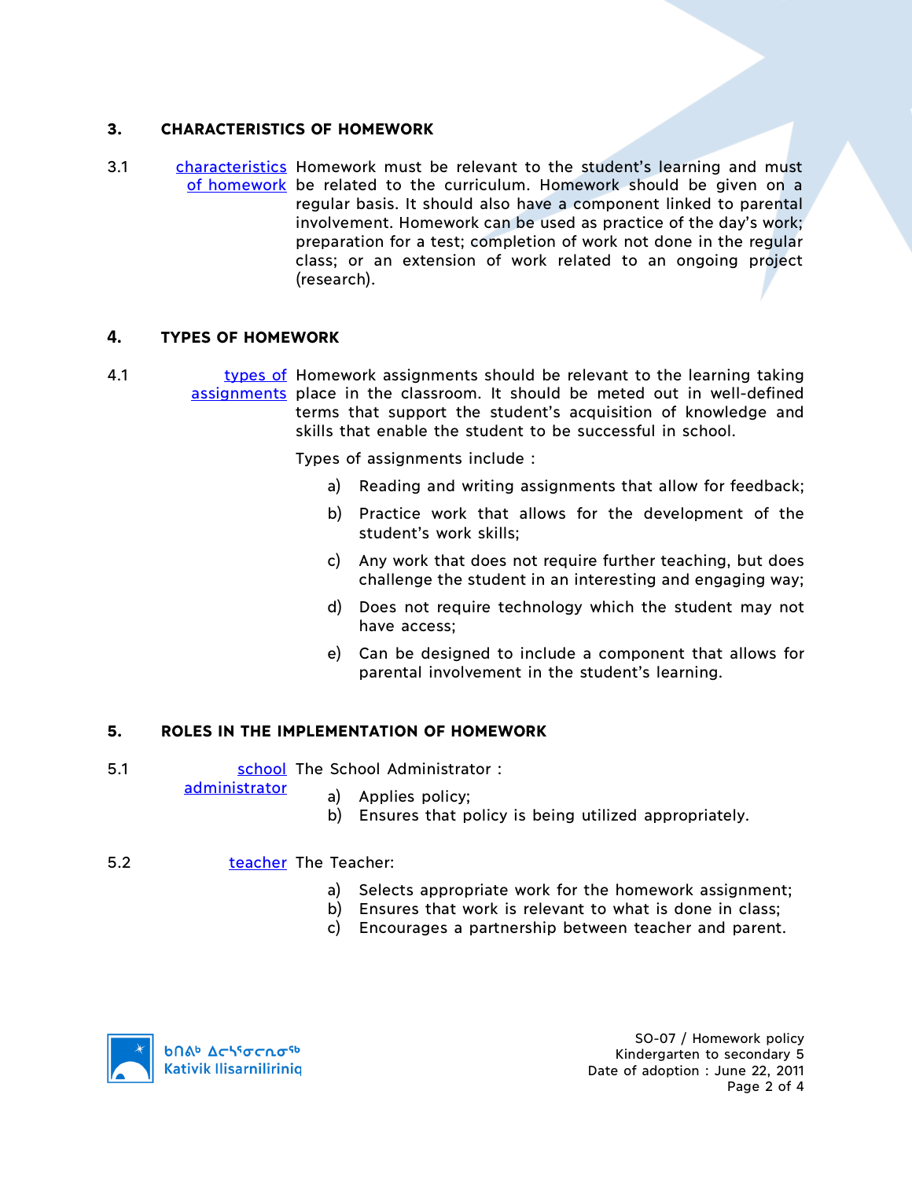## 3. CHARACTERISTICS OF HOMEWORK

3.1 characteristics of homework — Homework must be relevant to the student's learning and must be related to the curriculum. Homework should be given on a regular basis. It should also have a component linked to parental involvement. Homework can be used as practice of the day's work; preparation for a test; completion of work not done in the regular class; or an extension of work related to an ongoing project (research).

## 4. TYPES OF HOMEWORK

4.1 types of assignments — Homework assignments should be relevant to the learning taking place in the classroom. It should be meted out in well-defined terms that support the student's acquisition of knowledge and skills that enable the student to be successful in school.

Types of assignments include :

a) Reading and writing assignments that allow for feedback;

b) Practice work that allows for the development of the student's work skills;

c) Any work that does not require further teaching, but does challenge the student in an interesting and engaging way;

d) Does not require technology which the student may not have access;

e) Can be designed to include a component that allows for parental involvement in the student's learning.

## 5. ROLES IN THE IMPLEMENTATION OF HOMEWORK

5.1 school administrator — The School Administrator :

a) Applies policy;
b) Ensures that policy is being utilized appropriately.

5.2 teacher — The Teacher:

a) Selects appropriate work for the homework assignment;
b) Ensures that work is relevant to what is done in class;
c) Encourages a partnership between teacher and parent.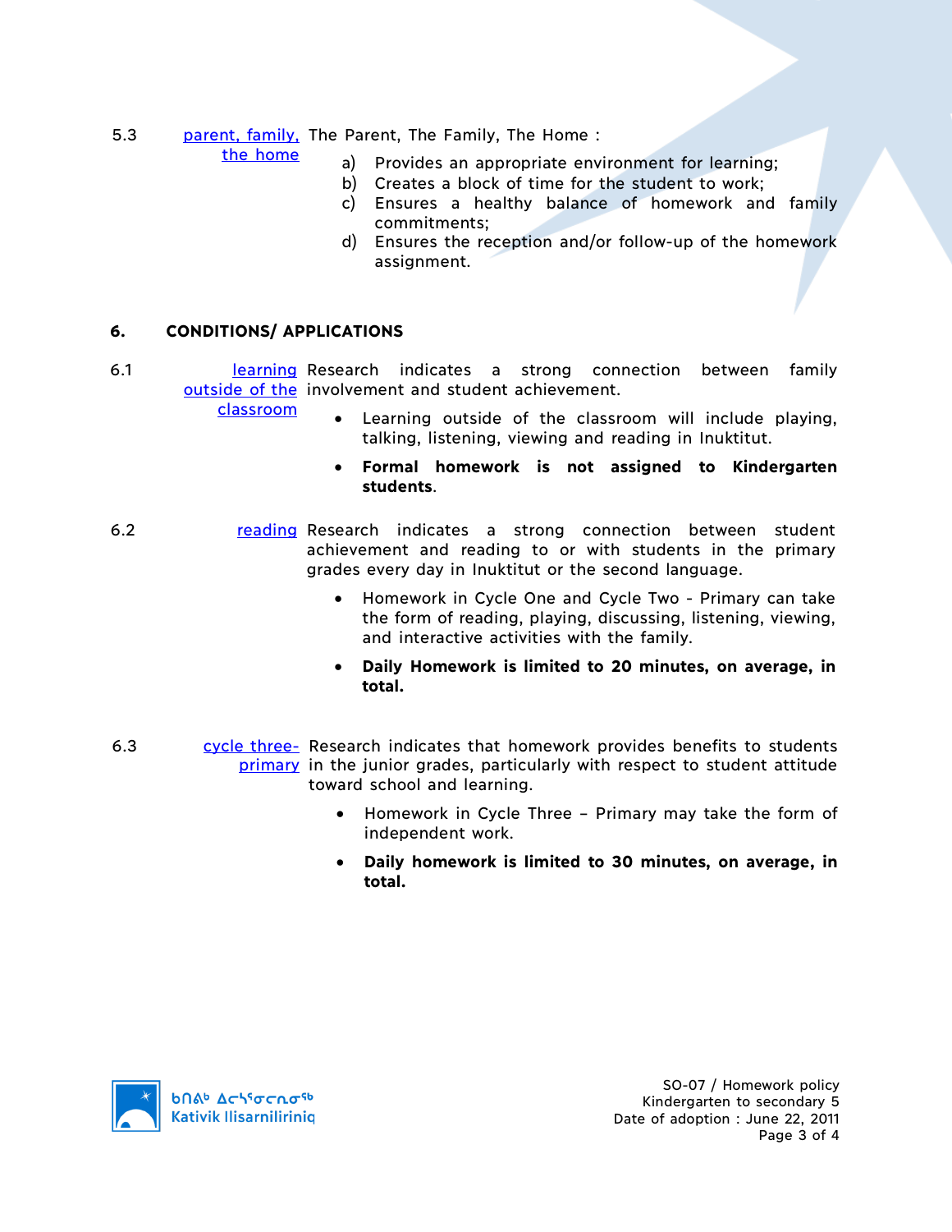5.3 parent, family, the home — The Parent, The Family, The Home :

a) Provides an appropriate environment for learning;
b) Creates a block of time for the student to work;
c) Ensures a healthy balance of homework and family commitments;
d) Ensures the reception and/or follow-up of the homework assignment.

## 6. CONDITIONS/ APPLICATIONS

6.1 learning outside of the classroom — Research indicates a strong connection between family involvement and student achievement.

- Learning outside of the classroom will include playing, talking, listening, viewing and reading in Inuktitut.
- **Formal homework is not assigned to Kindergarten students**.

6.2 reading — Research indicates a strong connection between student achievement and reading to or with students in the primary grades every day in Inuktitut or the second language.

- Homework in Cycle One and Cycle Two - Primary can take the form of reading, playing, discussing, listening, viewing, and interactive activities with the family.
- **Daily Homework is limited to 20 minutes, on average, in total.**

6.3 cycle three-primary — Research indicates that homework provides benefits to students in the junior grades, particularly with respect to student attitude toward school and learning.

- Homework in Cycle Three – Primary may take the form of independent work.
- **Daily homework is limited to 30 minutes, on average, in total.**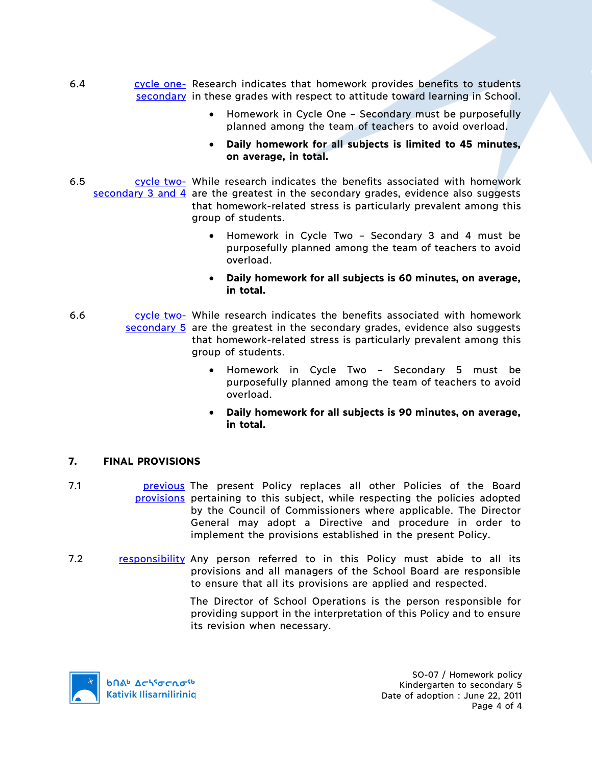6.4 cycle one-secondary Research indicates that homework provides benefits to students in these grades with respect to attitude toward learning in School.

- Homework in Cycle One – Secondary must be purposefully planned among the team of teachers to avoid overload.
- **Daily homework for all subjects is limited to 45 minutes, on average, in total.**

6.5 cycle two-secondary 3 and 4 While research indicates the benefits associated with homework are the greatest in the secondary grades, evidence also suggests that homework-related stress is particularly prevalent among this group of students.

- Homework in Cycle Two – Secondary 3 and 4 must be purposefully planned among the team of teachers to avoid overload.
- **Daily homework for all subjects is 60 minutes, on average, in total.**

6.6 cycle two-secondary 5 While research indicates the benefits associated with homework are the greatest in the secondary grades, evidence also suggests that homework-related stress is particularly prevalent among this group of students.

- Homework in Cycle Two – Secondary 5 must be purposefully planned among the team of teachers to avoid overload.
- **Daily homework for all subjects is 90 minutes, on average, in total.**

## 7. FINAL PROVISIONS

7.1 previous provisions The present Policy replaces all other Policies of the Board pertaining to this subject, while respecting the policies adopted by the Council of Commissioners where applicable. The Director General may adopt a Directive and procedure in order to implement the provisions established in the present Policy.

7.2 responsibility Any person referred to in this Policy must abide to all its provisions and all managers of the School Board are responsible to ensure that all its provisions are applied and respected.

The Director of School Operations is the person responsible for providing support in the interpretation of this Policy and to ensure its revision when necessary.